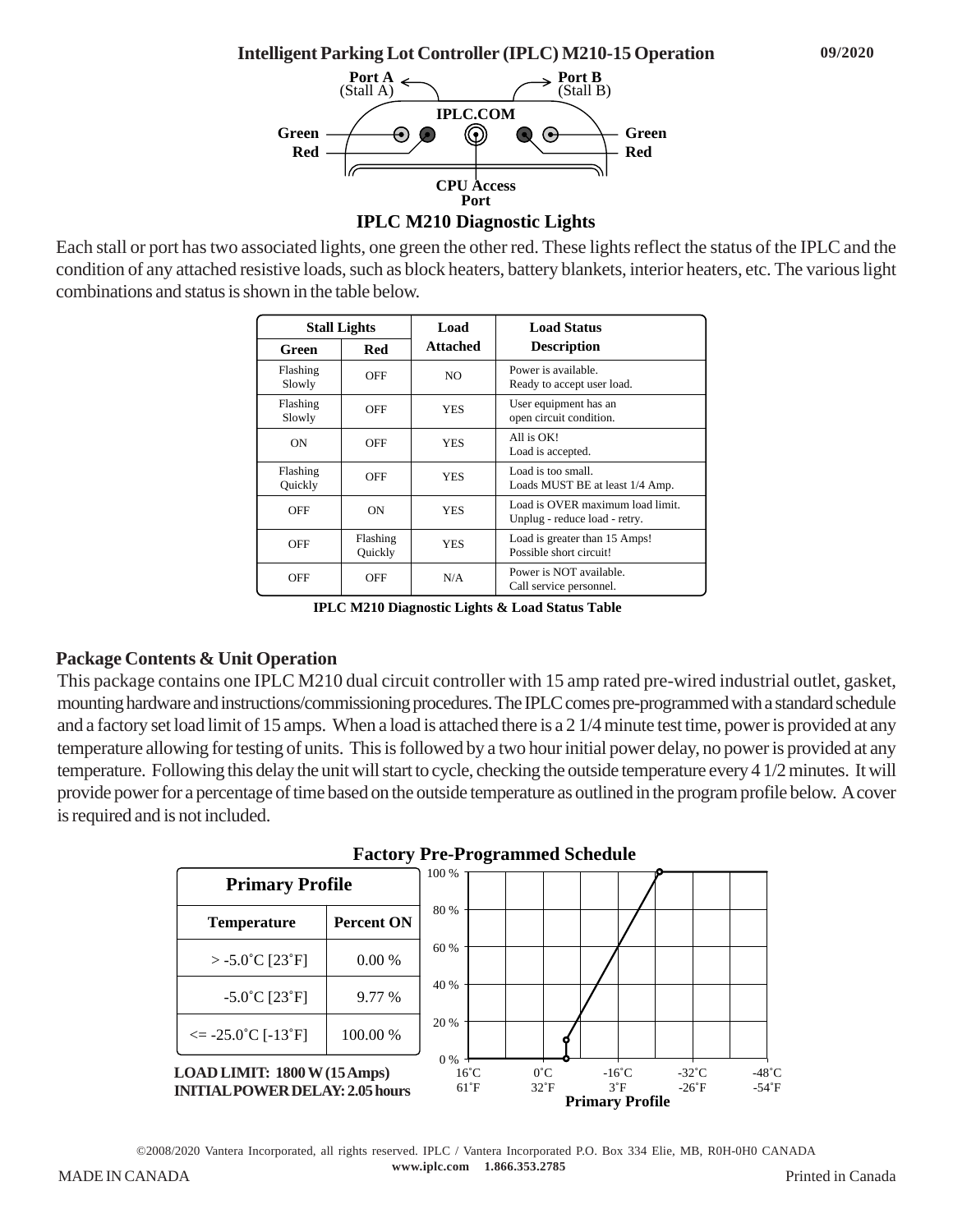# Intelligent Parking Lot Controller (IPLC) M210-15 Operation

09/2020

Port A (Stall A)

Port B (Stall B)

IPLC.COM

Green

Red

Green

Red

CPU Access Port

## IPLC M210 Diagnostic Lights

Each stall or port has two associated lights, one green the other red. These lights reflect the status of the IPLC and the condition of any attached resistive loads, such as block heaters, battery blankets, interior heaters, etc. The various light combinations and status is shown in the table below.

| Stall Lights | | Load Attached | Load Status Description |
|---|---|---|---|
| Green | Red | | |
| Flashing Slowly | OFF | NO | Power is available. Ready to accept user load. |
| Flashing Slowly | OFF | YES | User equipment has an open circuit condition. |
| ON | OFF | YES | All is OK! Load is accepted. |
| Flashing Quickly | OFF | YES | Load is too small. Loads MUST BE at least 1/4 Amp. |
| OFF | ON | YES | Load is OVER maximum load limit. Unplug - reduce load - retry. |
| OFF | Flashing Quickly | YES | Load is greater than 15 Amps! Possible short circuit! |
| OFF | OFF | N/A | Power is NOT available. Call service personnel. |

**IPLC M210 Diagnostic Lights & Load Status Table**

## Package Contents & Unit Operation

This package contains one IPLC M210 dual circuit controller with 15 amp rated pre-wired industrial outlet, gasket, mounting hardware and instructions/commissioning procedures. The IPLC comes pre-programmed with a standard schedule and a factory set load limit of 15 amps. When a load is attached there is a 2 1/4 minute test time, power is provided at any temperature allowing for testing of units. This is followed by a two hour initial power delay, no power is provided at any temperature. Following this delay the unit will start to cycle, checking the outside temperature every 4 1/2 minutes. It will provide power for a percentage of time based on the outside temperature as outlined in the program profile below. A cover is required and is not included.

### Factory Pre-Programmed Schedule

| Primary Profile | |
|---|---|
| Temperature | Percent ON |
| > -5.0˚C [23˚F] | 0.00 % |
| -5.0˚C [23˚F] | 9.77 % |
| <= -25.0˚C [-13˚F] | 100.00 % |

**LOAD LIMIT: 1800 W (15 Amps)**

**INITIAL POWER DELAY: 2.05 hours**

100 %, 80 %, 60 %, 40 %, 20 %, 0 %

16˚C 61˚F, 0˚C 32˚F, -16˚C 3˚F, -32˚C -26˚F, -48˚C -54˚F

**Primary Profile**

©2008/2020 Vantera Incorporated, all rights reserved. IPLC / Vantera Incorporated P.O. Box 334 Elie, MB, R0H-0H0 CANADA

**www.iplc.com 1.866.353.2785**

MADE IN CANADA

Printed in Canada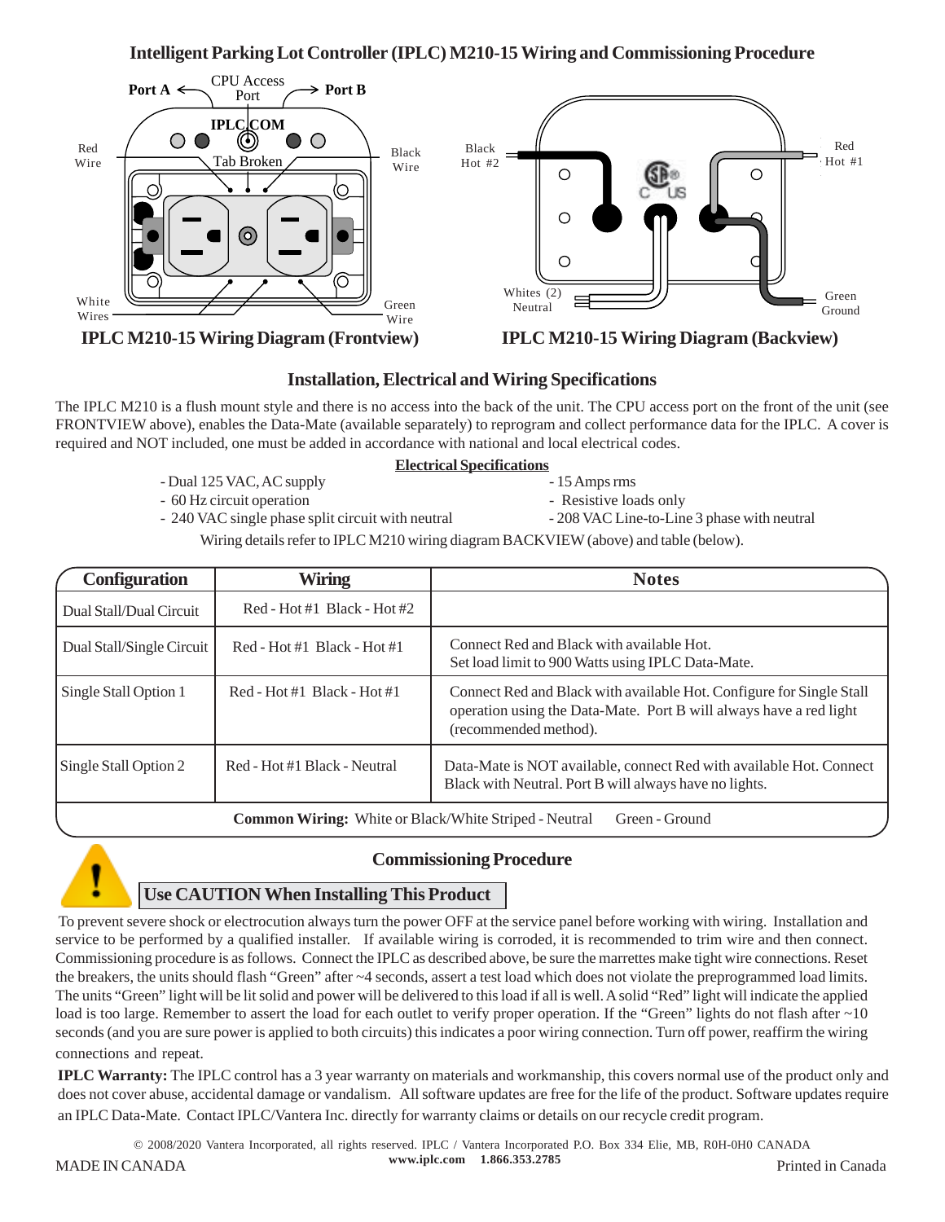# Intelligent Parking Lot Controller (IPLC) M210-15 Wiring and Commissioning Procedure

Port A ← CPU Access Port → Port B

IPLC COM

Red Wire

Tab Broken

Black Wire

White Wires

Green Wire

**IPLC M210-15 Wiring Diagram (Frontview)**

Black Hot #2

Red Hot #1

Whites (2) Neutral

Green Ground

**IPLC M210-15 Wiring Diagram (Backview)**

## Installation, Electrical and Wiring Specifications

The IPLC M210 is a flush mount style and there is no access into the back of the unit. The CPU access port on the front of the unit (see FRONTVIEW above), enables the Data-Mate (available separately) to reprogram and collect performance data for the IPLC. A cover is required and NOT included, one must be added in accordance with national and local electrical codes.

**Electrical Specifications**

- Dual 125 VAC, AC supply
- 60 Hz circuit operation
- 240 VAC single phase split circuit with neutral
- 15 Amps rms
- Resistive loads only
- 208 VAC Line-to-Line 3 phase with neutral

Wiring details refer to IPLC M210 wiring diagram BACKVIEW (above) and table (below).

| Configuration | Wiring | Notes |
|---|---|---|
| Dual Stall/Dual Circuit | Red - Hot #1 Black - Hot #2 | |
| Dual Stall/Single Circuit | Red - Hot #1 Black - Hot #1 | Connect Red and Black with available Hot. Set load limit to 900 Watts using IPLC Data-Mate. |
| Single Stall Option 1 | Red - Hot #1 Black - Hot #1 | Connect Red and Black with available Hot. Configure for Single Stall operation using the Data-Mate. Port B will always have a red light (recommended method). |
| Single Stall Option 2 | Red - Hot #1 Black - Neutral | Data-Mate is NOT available, connect Red with available Hot. Connect Black with Neutral. Port B will always have no lights. |
| **Common Wiring:** White or Black/White Striped - Neutral Green - Ground | | |

## Commissioning Procedure

**Use CAUTION When Installing This Product**

To prevent severe shock or electrocution always turn the power OFF at the service panel before working with wiring. Installation and service to be performed by a qualified installer. If available wiring is corroded, it is recommended to trim wire and then connect. Commissioning procedure is as follows. Connect the IPLC as described above, be sure the marrettes make tight wire connections. Reset the breakers, the units should flash "Green" after ~4 seconds, assert a test load which does not violate the preprogrammed load limits. The units "Green" light will be lit solid and power will be delivered to this load if all is well. A solid "Red" light will indicate the applied load is too large. Remember to assert the load for each outlet to verify proper operation. If the "Green" lights do not flash after ~10 seconds (and you are sure power is applied to both circuits) this indicates a poor wiring connection. Turn off power, reaffirm the wiring connections and repeat.

**IPLC Warranty:** The IPLC control has a 3 year warranty on materials and workmanship, this covers normal use of the product only and does not cover abuse, accidental damage or vandalism. All software updates are free for the life of the product. Software updates require an IPLC Data-Mate. Contact IPLC/Vantera Inc. directly for warranty claims or details on our recycle credit program.

© 2008/2020 Vantera Incorporated, all rights reserved. IPLC / Vantera Incorporated P.O. Box 334 Elie, MB, R0H-0H0 CANADA

MADE IN CANADA **www.iplc.com 1.866.353.2785** Printed in Canada